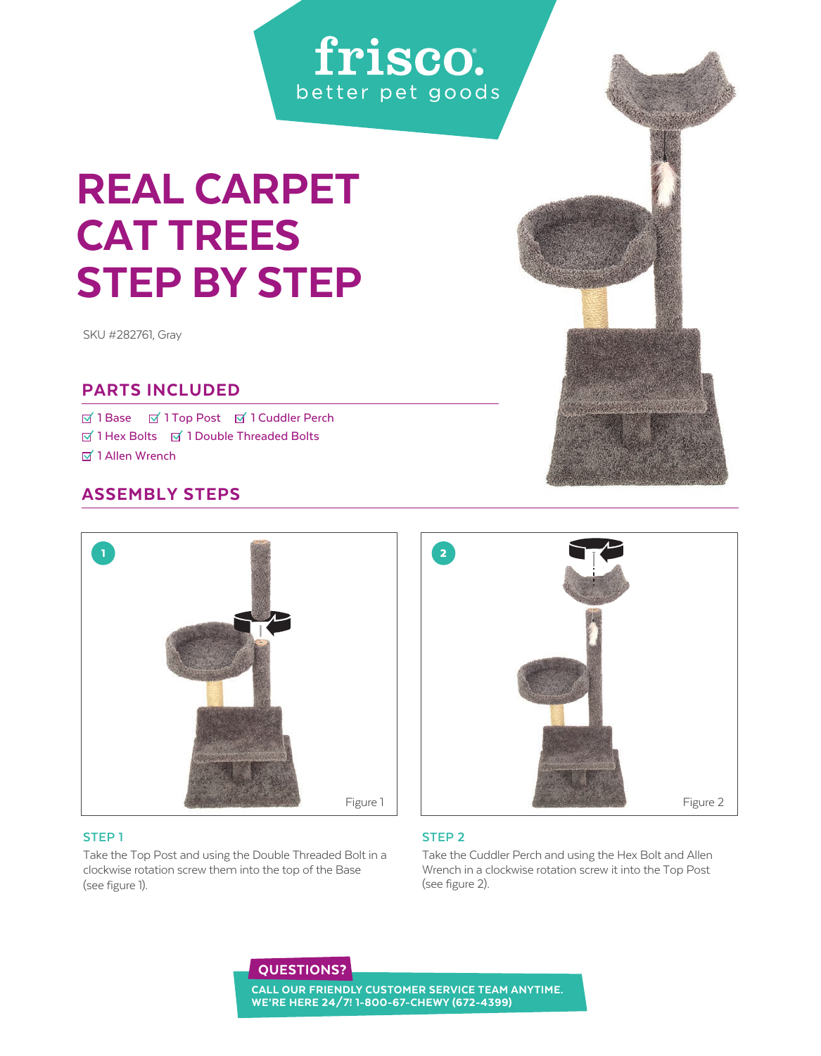frisco.
better pet goods

# REAL CARPET CAT TREES STEP BY STEP

SKU #282761, Gray

## PARTS INCLUDED

- ☑ 1 Base
- ☑ 1 Top Post
- ☑ 1 Cuddler Perch
- ☑ 1 Hex Bolts
- ☑ 1 Double Threaded Bolts
- ☑ 1 Allen Wrench

## ASSEMBLY STEPS

Figure 1

Figure 2

### STEP 1

Take the Top Post and using the Double Threaded Bolt in a clockwise rotation screw them into the top of the Base (see figure 1).

### STEP 2

Take the Cuddler Perch and using the Hex Bolt and Allen Wrench in a clockwise rotation screw it into the Top Post (see figure 2).

**QUESTIONS?**

**CALL OUR FRIENDLY CUSTOMER SERVICE TEAM ANYTIME. WE'RE HERE 24/7! 1-800-67-CHEWY (672-4399)**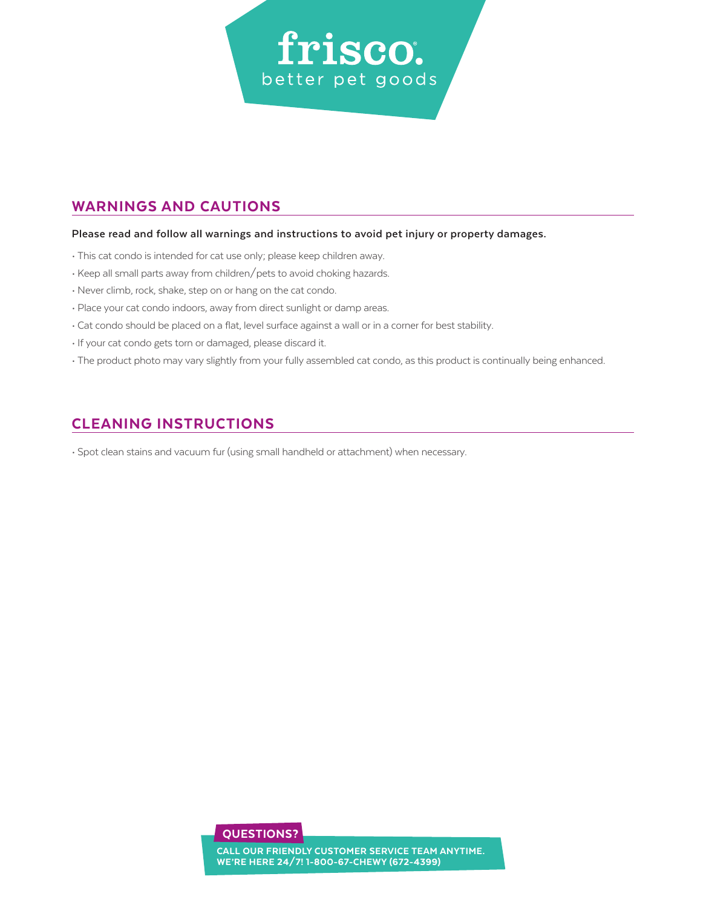frisco.
better pet goods

## WARNINGS AND CAUTIONS

**Please read and follow all warnings and instructions to avoid pet injury or property damages.**

- This cat condo is intended for cat use only; please keep children away.
- Keep all small parts away from children/pets to avoid choking hazards.
- Never climb, rock, shake, step on or hang on the cat condo.
- Place your cat condo indoors, away from direct sunlight or damp areas.
- Cat condo should be placed on a flat, level surface against a wall or in a corner for best stability.
- If your cat condo gets torn or damaged, please discard it.
- The product photo may vary slightly from your fully assembled cat condo, as this product is continually being enhanced.

## CLEANING INSTRUCTIONS

- Spot clean stains and vacuum fur (using small handheld or attachment) when necessary.

**QUESTIONS?**

**CALL OUR FRIENDLY CUSTOMER SERVICE TEAM ANYTIME. WE'RE HERE 24/7! 1-800-67-CHEWY (672-4399)**